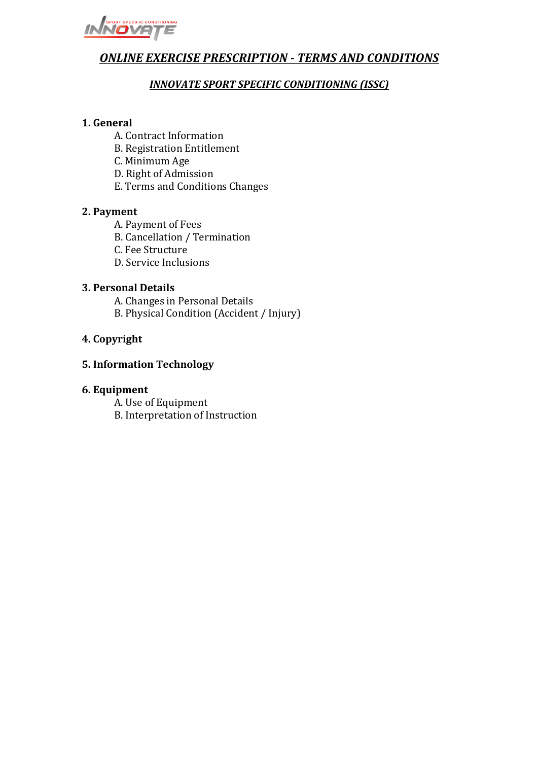# *ONLINE EXERCISE PRESCRIPTION - TERMS AND CONDITIONS*

## *INNOVATE SPORT SPECIFIC CONDITIONING (ISSC)*

**1. General**

- A. Contract Information
- B. Registration Entitlement
- C. Minimum Age
- D. Right of Admission
- E. Terms and Conditions Changes

**2. Payment**

- A. Payment of Fees
- B. Cancellation / Termination
- C. Fee Structure
- D. Service Inclusions

**3. Personal Details**

- A. Changes in Personal Details
- B. Physical Condition (Accident / Injury)

**4. Copyright**

**5. Information Technology**

**6. Equipment**

- A. Use of Equipment
- B. Interpretation of Instruction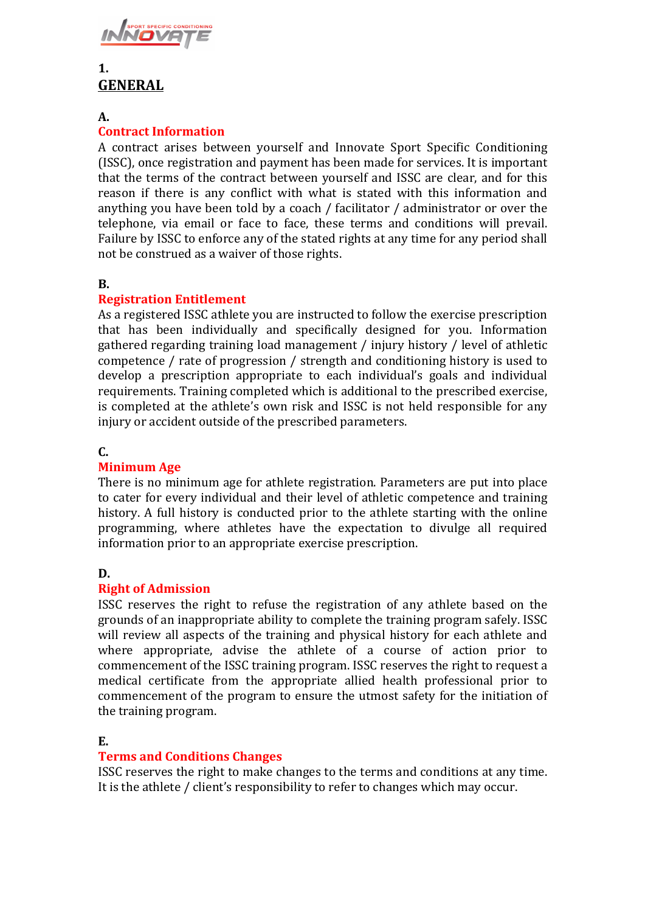## 1. GENERAL

### A. Contract Information

A contract arises between yourself and Innovate Sport Specific Conditioning (ISSC), once registration and payment has been made for services. It is important that the terms of the contract between yourself and ISSC are clear, and for this reason if there is any conflict with what is stated with this information and anything you have been told by a coach / facilitator / administrator or over the telephone, via email or face to face, these terms and conditions will prevail. Failure by ISSC to enforce any of the stated rights at any time for any period shall not be construed as a waiver of those rights.

### B. Registration Entitlement

As a registered ISSC athlete you are instructed to follow the exercise prescription that has been individually and specifically designed for you. Information gathered regarding training load management / injury history / level of athletic competence / rate of progression / strength and conditioning history is used to develop a prescription appropriate to each individual's goals and individual requirements. Training completed which is additional to the prescribed exercise, is completed at the athlete's own risk and ISSC is not held responsible for any injury or accident outside of the prescribed parameters.

### C. Minimum Age

There is no minimum age for athlete registration. Parameters are put into place to cater for every individual and their level of athletic competence and training history. A full history is conducted prior to the athlete starting with the online programming, where athletes have the expectation to divulge all required information prior to an appropriate exercise prescription.

### D. Right of Admission

ISSC reserves the right to refuse the registration of any athlete based on the grounds of an inappropriate ability to complete the training program safely. ISSC will review all aspects of the training and physical history for each athlete and where appropriate, advise the athlete of a course of action prior to commencement of the ISSC training program. ISSC reserves the right to request a medical certificate from the appropriate allied health professional prior to commencement of the program to ensure the utmost safety for the initiation of the training program.

### E. Terms and Conditions Changes

ISSC reserves the right to make changes to the terms and conditions at any time. It is the athlete / client's responsibility to refer to changes which may occur.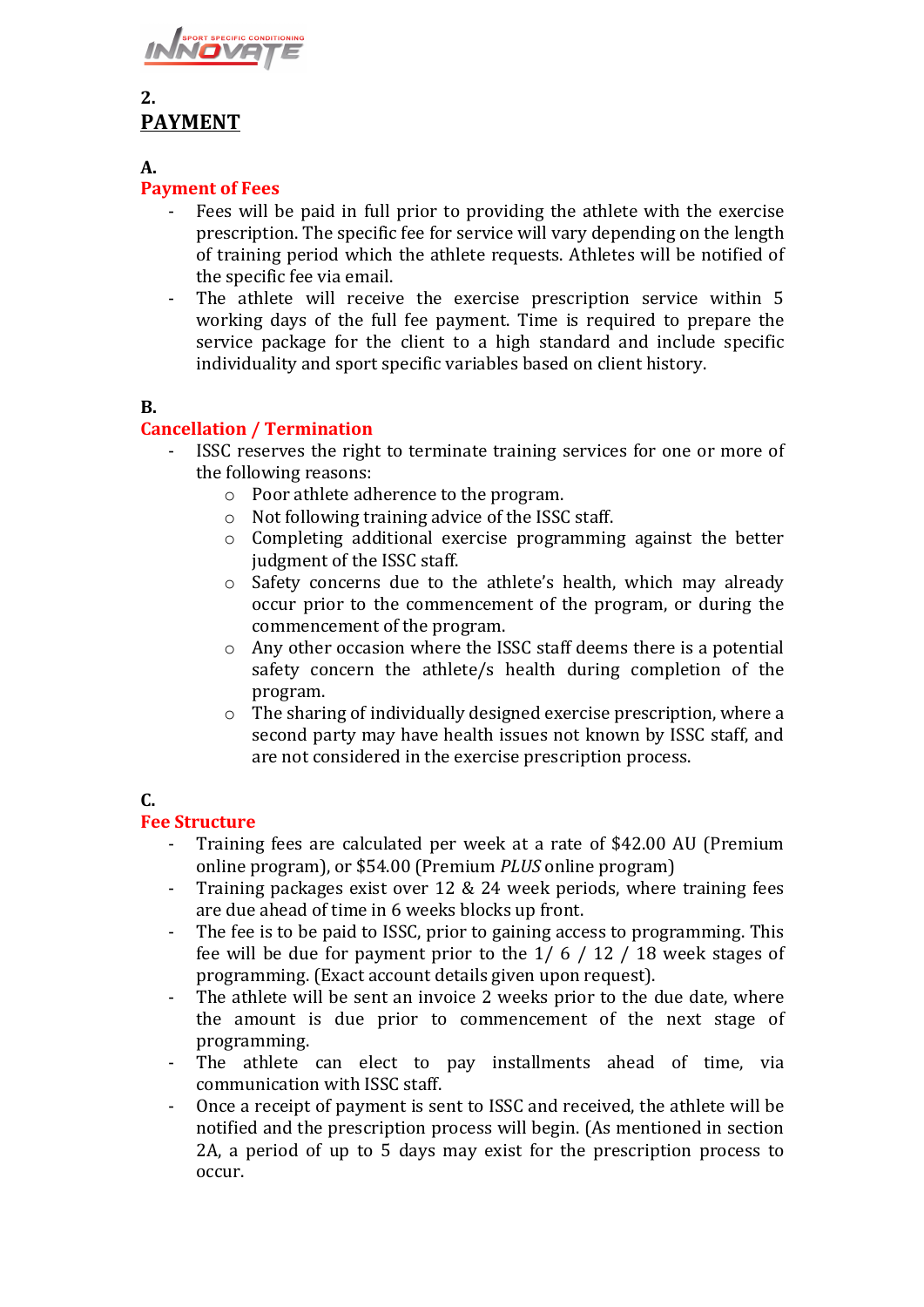## 2. PAYMENT

### A. Payment of Fees

- Fees will be paid in full prior to providing the athlete with the exercise prescription. The specific fee for service will vary depending on the length of training period which the athlete requests. Athletes will be notified of the specific fee via email.
- The athlete will receive the exercise prescription service within 5 working days of the full fee payment. Time is required to prepare the service package for the client to a high standard and include specific individuality and sport specific variables based on client history.

### B. Cancellation / Termination

- ISSC reserves the right to terminate training services for one or more of the following reasons:
  - Poor athlete adherence to the program.
  - Not following training advice of the ISSC staff.
  - Completing additional exercise programming against the better judgment of the ISSC staff.
  - Safety concerns due to the athlete's health, which may already occur prior to the commencement of the program, or during the commencement of the program.
  - Any other occasion where the ISSC staff deems there is a potential safety concern the athlete/s health during completion of the program.
  - The sharing of individually designed exercise prescription, where a second party may have health issues not known by ISSC staff, and are not considered in the exercise prescription process.

### C. Fee Structure

- Training fees are calculated per week at a rate of $42.00 AU (Premium online program), or $54.00 (Premium *PLUS* online program)
- Training packages exist over 12 & 24 week periods, where training fees are due ahead of time in 6 weeks blocks up front.
- The fee is to be paid to ISSC, prior to gaining access to programming. This fee will be due for payment prior to the 1/ 6 / 12 / 18 week stages of programming. (Exact account details given upon request).
- The athlete will be sent an invoice 2 weeks prior to the due date, where the amount is due prior to commencement of the next stage of programming.
- The athlete can elect to pay installments ahead of time, via communication with ISSC staff.
- Once a receipt of payment is sent to ISSC and received, the athlete will be notified and the prescription process will begin. (As mentioned in section 2A, a period of up to 5 days may exist for the prescription process to occur.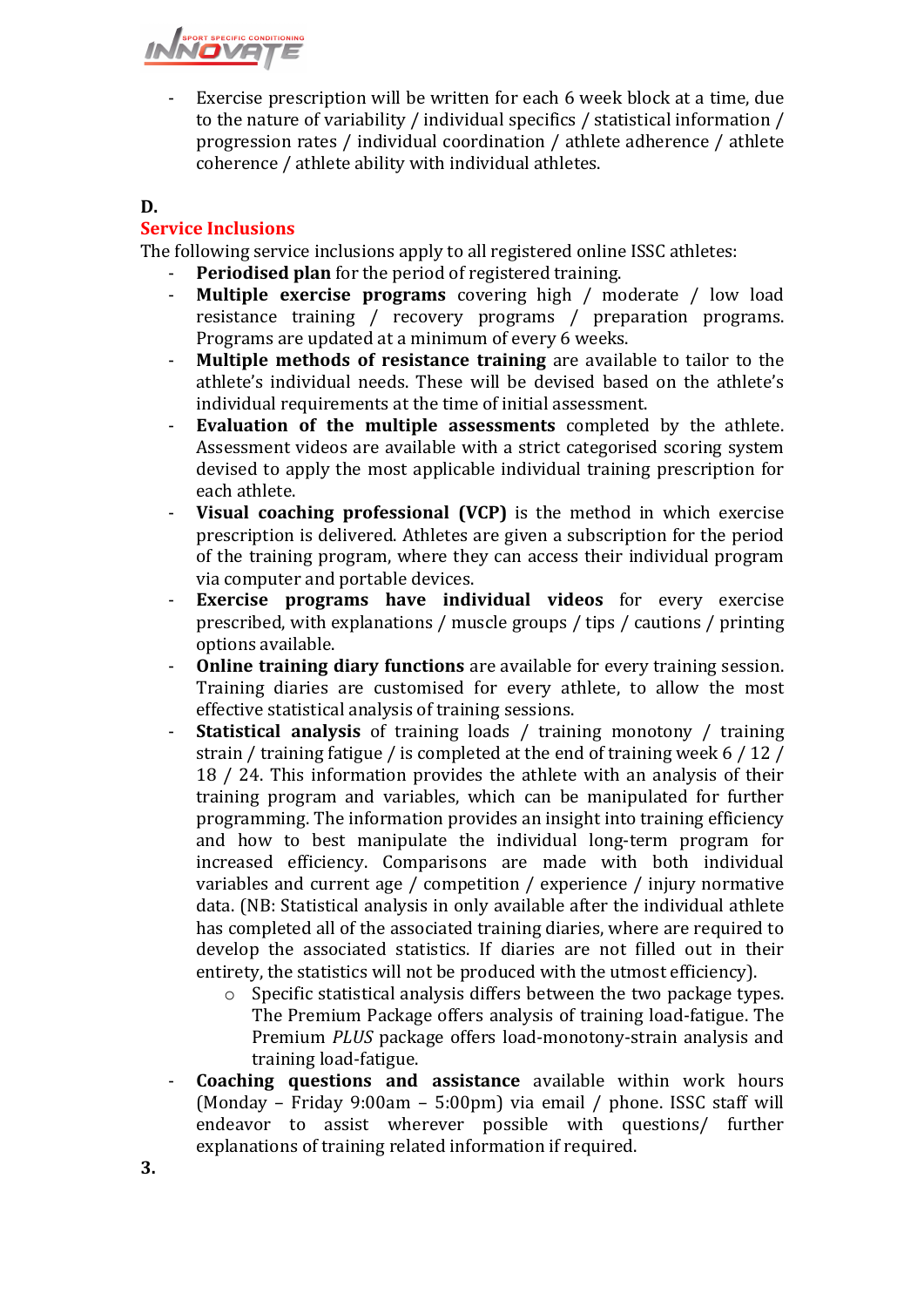- Exercise prescription will be written for each 6 week block at a time, due to the nature of variability / individual specifics / statistical information / progression rates / individual coordination / athlete adherence / athlete coherence / athlete ability with individual athletes.

**D.**

## Service Inclusions

The following service inclusions apply to all registered online ISSC athletes:

- **Periodised plan** for the period of registered training.
- **Multiple exercise programs** covering high / moderate / low load resistance training / recovery programs / preparation programs. Programs are updated at a minimum of every 6 weeks.
- **Multiple methods of resistance training** are available to tailor to the athlete's individual needs. These will be devised based on the athlete's individual requirements at the time of initial assessment.
- **Evaluation of the multiple assessments** completed by the athlete. Assessment videos are available with a strict categorised scoring system devised to apply the most applicable individual training prescription for each athlete.
- **Visual coaching professional (VCP)** is the method in which exercise prescription is delivered. Athletes are given a subscription for the period of the training program, where they can access their individual program via computer and portable devices.
- **Exercise programs have individual videos** for every exercise prescribed, with explanations / muscle groups / tips / cautions / printing options available.
- **Online training diary functions** are available for every training session. Training diaries are customised for every athlete, to allow the most effective statistical analysis of training sessions.
- **Statistical analysis** of training loads / training monotony / training strain / training fatigue / is completed at the end of training week 6 / 12 / 18 / 24. This information provides the athlete with an analysis of their training program and variables, which can be manipulated for further programming. The information provides an insight into training efficiency and how to best manipulate the individual long-term program for increased efficiency. Comparisons are made with both individual variables and current age / competition / experience / injury normative data. (NB: Statistical analysis in only available after the individual athlete has completed all of the associated training diaries, where are required to develop the associated statistics. If diaries are not filled out in their entirety, the statistics will not be produced with the utmost efficiency).
  - Specific statistical analysis differs between the two package types. The Premium Package offers analysis of training load-fatigue. The Premium *PLUS* package offers load-monotony-strain analysis and training load-fatigue.
- **Coaching questions and assistance** available within work hours (Monday – Friday 9:00am – 5:00pm) via email / phone. ISSC staff will endeavor to assist wherever possible with questions/ further explanations of training related information if required.

**3.**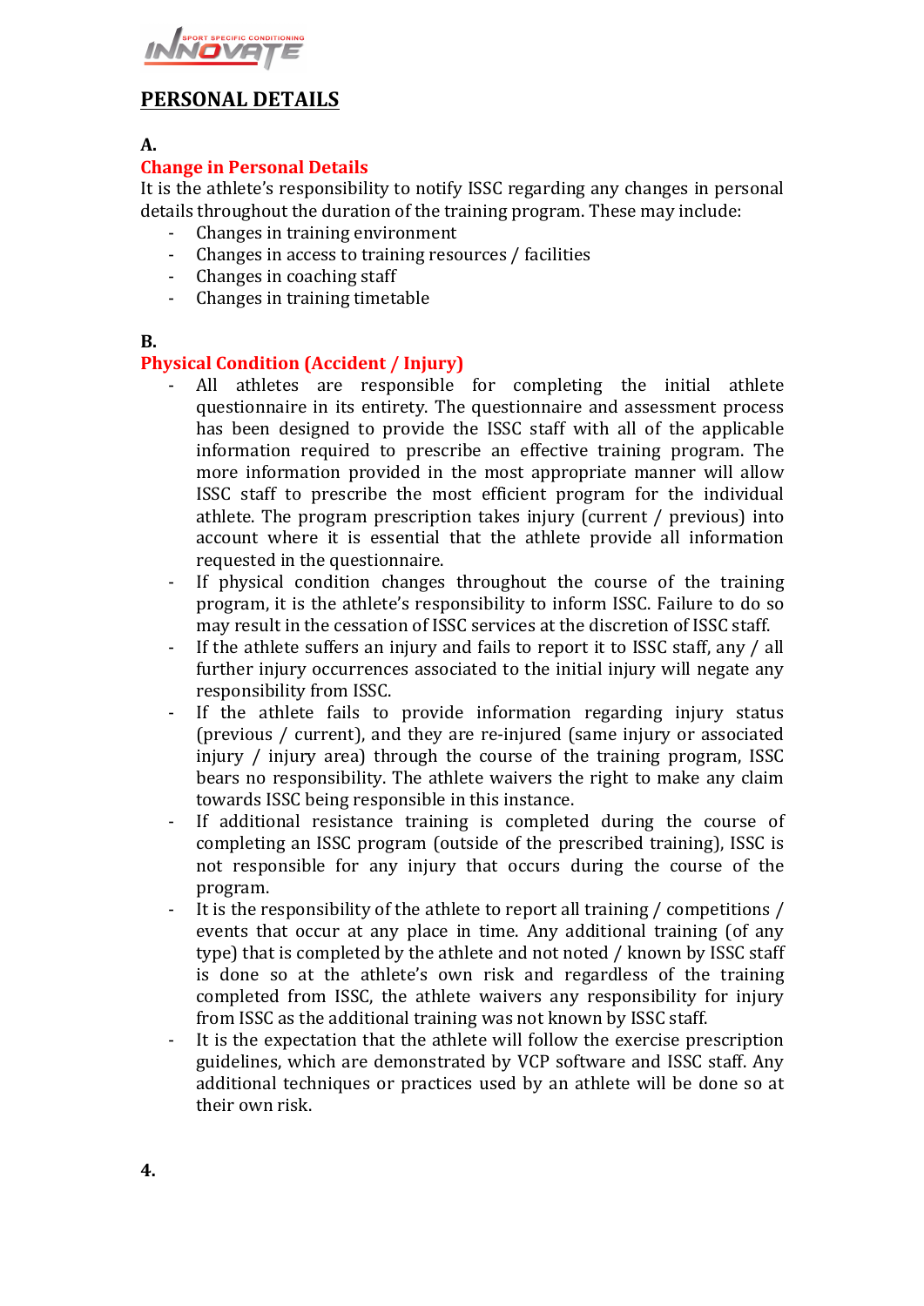## PERSONAL DETAILS

**A.**

### Change in Personal Details

It is the athlete's responsibility to notify ISSC regarding any changes in personal details throughout the duration of the training program. These may include:

- Changes in training environment
- Changes in access to training resources / facilities
- Changes in coaching staff
- Changes in training timetable

**B.**

### Physical Condition (Accident / Injury)

- All athletes are responsible for completing the initial athlete questionnaire in its entirety. The questionnaire and assessment process has been designed to provide the ISSC staff with all of the applicable information required to prescribe an effective training program. The more information provided in the most appropriate manner will allow ISSC staff to prescribe the most efficient program for the individual athlete. The program prescription takes injury (current / previous) into account where it is essential that the athlete provide all information requested in the questionnaire.
- If physical condition changes throughout the course of the training program, it is the athlete's responsibility to inform ISSC. Failure to do so may result in the cessation of ISSC services at the discretion of ISSC staff.
- If the athlete suffers an injury and fails to report it to ISSC staff, any / all further injury occurrences associated to the initial injury will negate any responsibility from ISSC.
- If the athlete fails to provide information regarding injury status (previous / current), and they are re-injured (same injury or associated injury / injury area) through the course of the training program, ISSC bears no responsibility. The athlete waivers the right to make any claim towards ISSC being responsible in this instance.
- If additional resistance training is completed during the course of completing an ISSC program (outside of the prescribed training), ISSC is not responsible for any injury that occurs during the course of the program.
- It is the responsibility of the athlete to report all training / competitions / events that occur at any place in time. Any additional training (of any type) that is completed by the athlete and not noted / known by ISSC staff is done so at the athlete's own risk and regardless of the training completed from ISSC, the athlete waivers any responsibility for injury from ISSC as the additional training was not known by ISSC staff.
- It is the expectation that the athlete will follow the exercise prescription guidelines, which are demonstrated by VCP software and ISSC staff. Any additional techniques or practices used by an athlete will be done so at their own risk.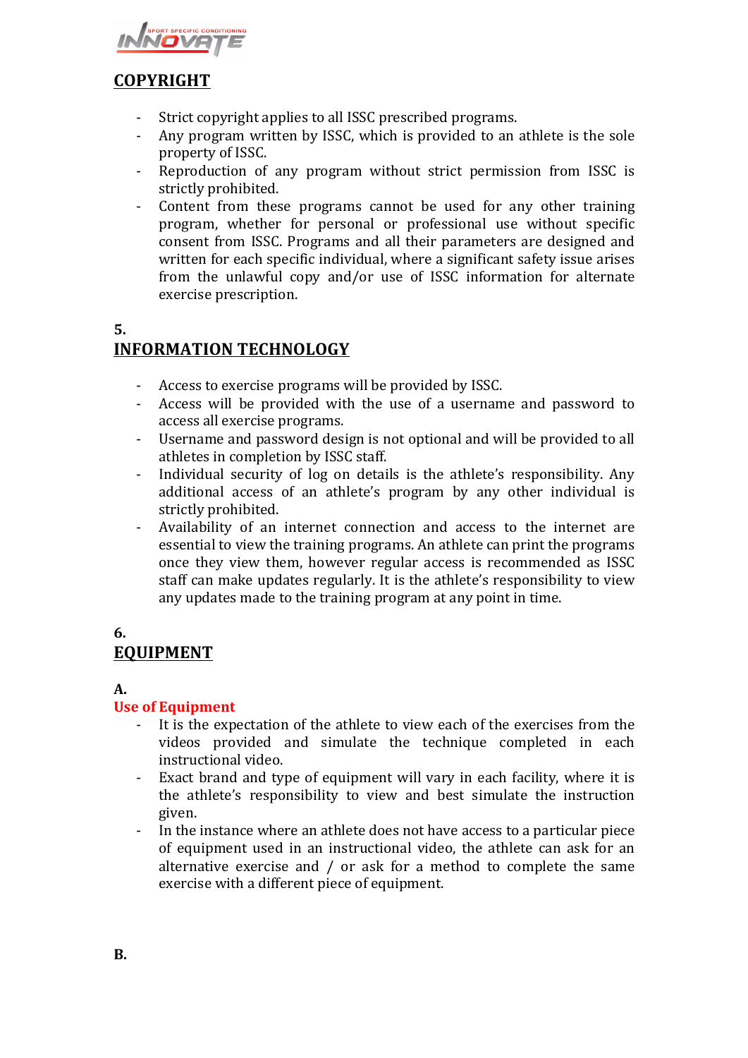## COPYRIGHT

- Strict copyright applies to all ISSC prescribed programs.
- Any program written by ISSC, which is provided to an athlete is the sole property of ISSC.
- Reproduction of any program without strict permission from ISSC is strictly prohibited.
- Content from these programs cannot be used for any other training program, whether for personal or professional use without specific consent from ISSC. Programs and all their parameters are designed and written for each specific individual, where a significant safety issue arises from the unlawful copy and/or use of ISSC information for alternate exercise prescription.

## 5. INFORMATION TECHNOLOGY

- Access to exercise programs will be provided by ISSC.
- Access will be provided with the use of a username and password to access all exercise programs.
- Username and password design is not optional and will be provided to all athletes in completion by ISSC staff.
- Individual security of log on details is the athlete's responsibility. Any additional access of an athlete's program by any other individual is strictly prohibited.
- Availability of an internet connection and access to the internet are essential to view the training programs. An athlete can print the programs once they view them, however regular access is recommended as ISSC staff can make updates regularly. It is the athlete's responsibility to view any updates made to the training program at any point in time.

## 6. EQUIPMENT

### A. Use of Equipment

- It is the expectation of the athlete to view each of the exercises from the videos provided and simulate the technique completed in each instructional video.
- Exact brand and type of equipment will vary in each facility, where it is the athlete's responsibility to view and best simulate the instruction given.
- In the instance where an athlete does not have access to a particular piece of equipment used in an instructional video, the athlete can ask for an alternative exercise and / or ask for a method to complete the same exercise with a different piece of equipment.

### B.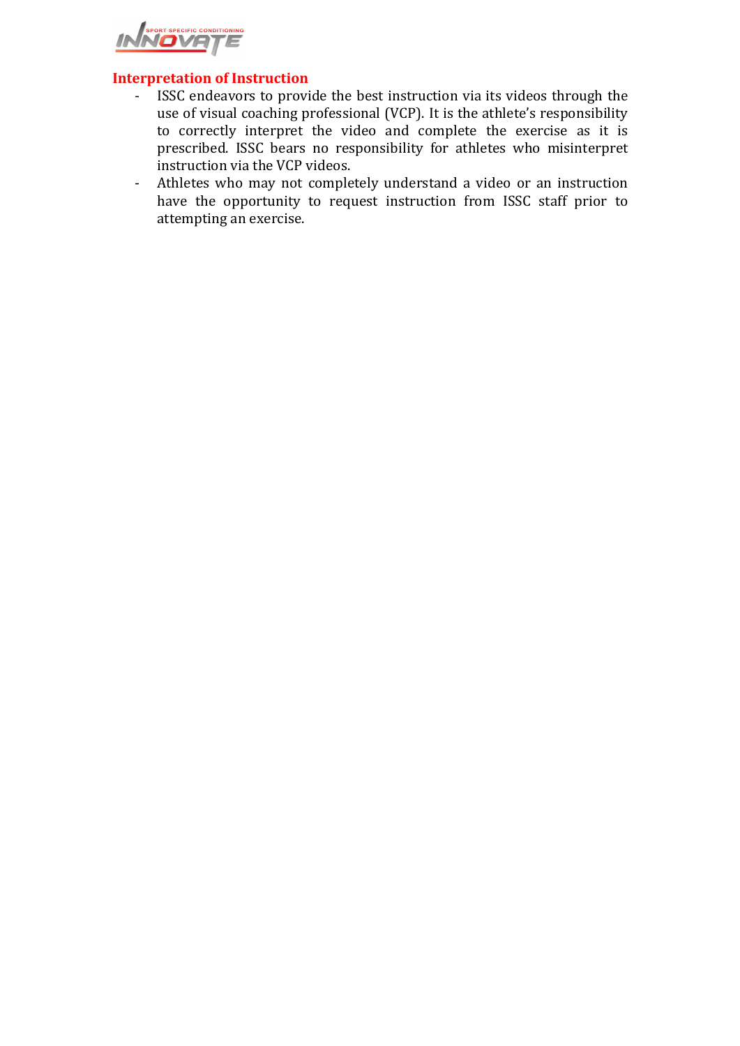## Interpretation of Instruction

- ISSC endeavors to provide the best instruction via its videos through the use of visual coaching professional (VCP). It is the athlete's responsibility to correctly interpret the video and complete the exercise as it is prescribed. ISSC bears no responsibility for athletes who misinterpret instruction via the VCP videos.
- Athletes who may not completely understand a video or an instruction have the opportunity to request instruction from ISSC staff prior to attempting an exercise.